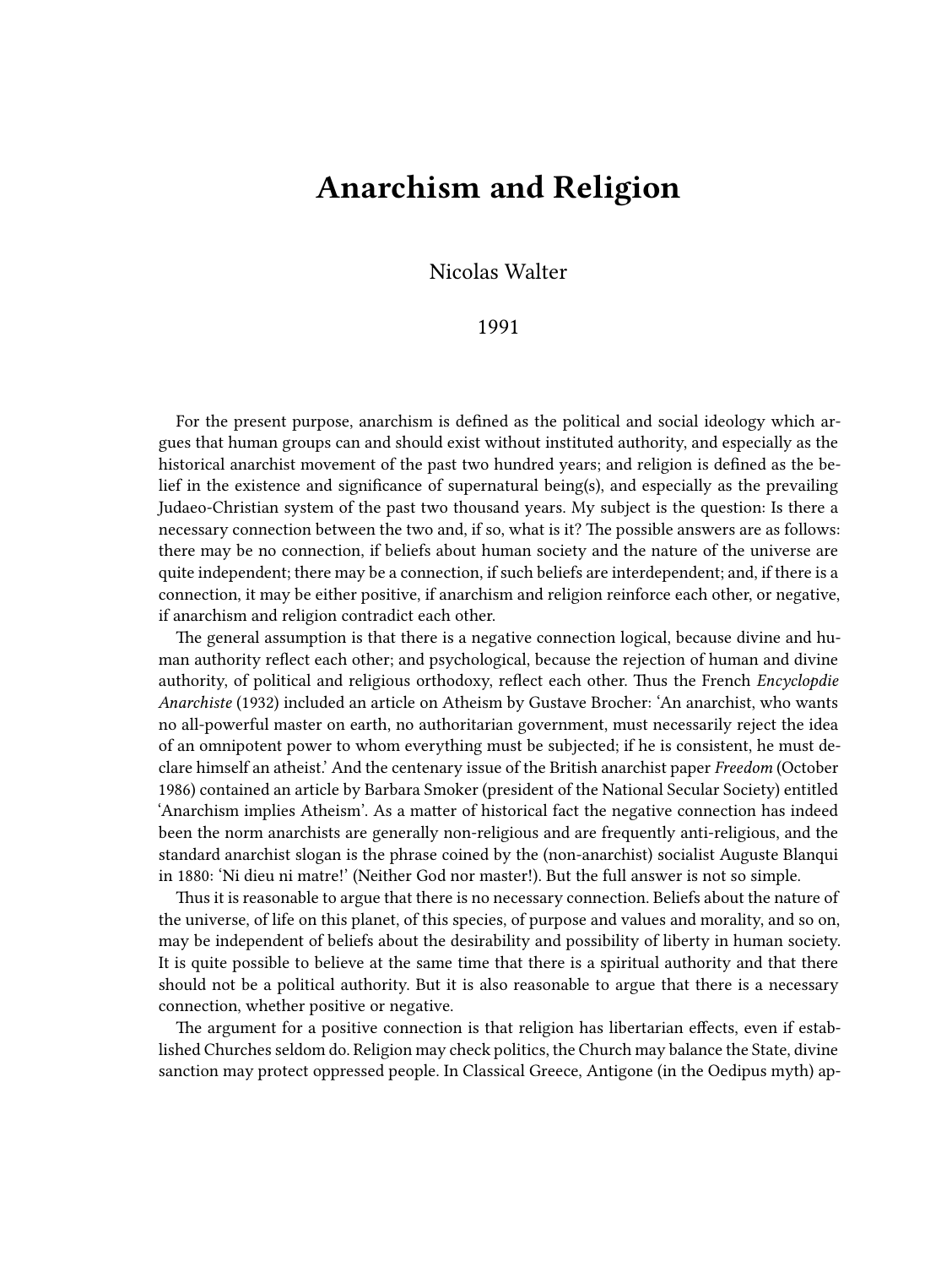# Anarchism and Religion

Nicolas Walter

1991

For the present purpose, anarchism is defined as the political and social ideology which argues that human groups can and should exist without instituted authority, and especially as the historical anarchist movement of the past two hundred years; and religion is defined as the belief in the existence and significance of supernatural being(s), and especially as the prevailing Judaeo-Christian system of the past two thousand years. My subject is the question: Is there a necessary connection between the two and, if so, what is it? The possible answers are as follows: there may be no connection, if beliefs about human society and the nature of the universe are quite independent; there may be a connection, if such beliefs are interdependent; and, if there is a connection, it may be either positive, if anarchism and religion reinforce each other, or negative, if anarchism and religion contradict each other.

The general assumption is that there is a negative connection logical, because divine and human authority reflect each other; and psychological, because the rejection of human and divine authority, of political and religious orthodoxy, reflect each other. Thus the French *Encyclopdie Anarchiste* (1932) included an article on Atheism by Gustave Brocher: 'An anarchist, who wants no all-powerful master on earth, no authoritarian government, must necessarily reject the idea of an omnipotent power to whom everything must be subjected; if he is consistent, he must declare himself an atheist.' And the centenary issue of the British anarchist paper *Freedom* (October 1986) contained an article by Barbara Smoker (president of the National Secular Society) entitled 'Anarchism implies Atheism'. As a matter of historical fact the negative connection has indeed been the norm anarchists are generally non-religious and are frequently anti-religious, and the standard anarchist slogan is the phrase coined by the (non-anarchist) socialist Auguste Blanqui in 1880: 'Ni dieu ni matre!' (Neither God nor master!). But the full answer is not so simple.

Thus it is reasonable to argue that there is no necessary connection. Beliefs about the nature of the universe, of life on this planet, of this species, of purpose and values and morality, and so on, may be independent of beliefs about the desirability and possibility of liberty in human society. It is quite possible to believe at the same time that there is a spiritual authority and that there should not be a political authority. But it is also reasonable to argue that there is a necessary connection, whether positive or negative.

The argument for a positive connection is that religion has libertarian effects, even if established Churches seldom do. Religion may check politics, the Church may balance the State, divine sanction may protect oppressed people. In Classical Greece, Antigone (in the Oedipus myth) ap-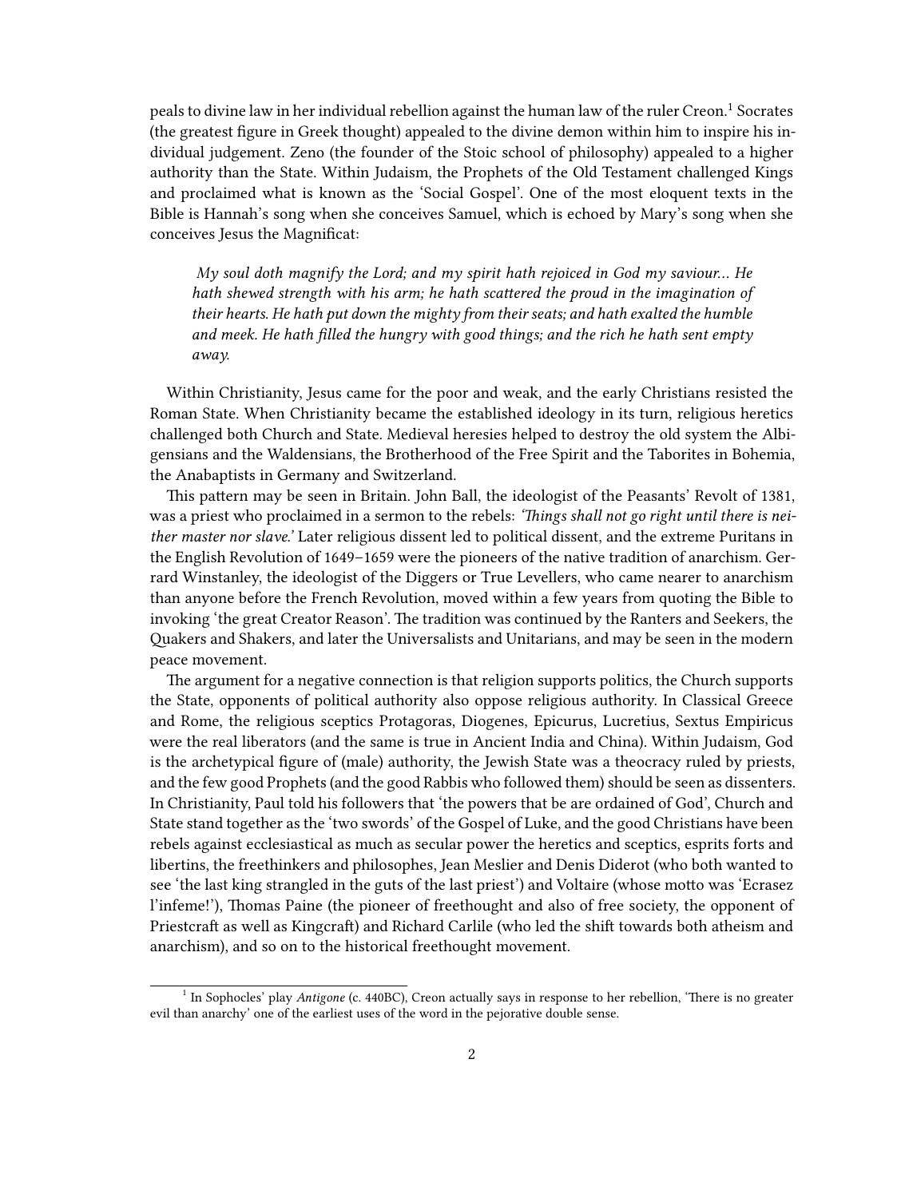peals to divine law in her individual rebellion against the human law of the ruler Creon.[1] Socrates (the greatest figure in Greek thought) appealed to the divine demon within him to inspire his individual judgement. Zeno (the founder of the Stoic school of philosophy) appealed to a higher authority than the State. Within Judaism, the Prophets of the Old Testament challenged Kings and proclaimed what is known as the 'Social Gospel'. One of the most eloquent texts in the Bible is Hannah's song when she conceives Samuel, which is echoed by Mary's song when she conceives Jesus the Magnificat:

> *My soul doth magnify the Lord; and my spirit hath rejoiced in God my saviour… He hath shewed strength with his arm; he hath scattered the proud in the imagination of their hearts. He hath put down the mighty from their seats; and hath exalted the humble and meek. He hath filled the hungry with good things; and the rich he hath sent empty away.*

Within Christianity, Jesus came for the poor and weak, and the early Christians resisted the Roman State. When Christianity became the established ideology in its turn, religious heretics challenged both Church and State. Medieval heresies helped to destroy the old system the Albigensians and the Waldensians, the Brotherhood of the Free Spirit and the Taborites in Bohemia, the Anabaptists in Germany and Switzerland.

This pattern may be seen in Britain. John Ball, the ideologist of the Peasants' Revolt of 1381, was a priest who proclaimed in a sermon to the rebels: *'Things shall not go right until there is neither master nor slave.'* Later religious dissent led to political dissent, and the extreme Puritans in the English Revolution of 1649–1659 were the pioneers of the native tradition of anarchism. Gerrard Winstanley, the ideologist of the Diggers or True Levellers, who came nearer to anarchism than anyone before the French Revolution, moved within a few years from quoting the Bible to invoking 'the great Creator Reason'. The tradition was continued by the Ranters and Seekers, the Quakers and Shakers, and later the Universalists and Unitarians, and may be seen in the modern peace movement.

The argument for a negative connection is that religion supports politics, the Church supports the State, opponents of political authority also oppose religious authority. In Classical Greece and Rome, the religious sceptics Protagoras, Diogenes, Epicurus, Lucretius, Sextus Empiricus were the real liberators (and the same is true in Ancient India and China). Within Judaism, God is the archetypical figure of (male) authority, the Jewish State was a theocracy ruled by priests, and the few good Prophets (and the good Rabbis who followed them) should be seen as dissenters. In Christianity, Paul told his followers that 'the powers that be are ordained of God', Church and State stand together as the 'two swords' of the Gospel of Luke, and the good Christians have been rebels against ecclesiastical as much as secular power the heretics and sceptics, esprits forts and libertins, the freethinkers and philosophes, Jean Meslier and Denis Diderot (who both wanted to see 'the last king strangled in the guts of the last priest') and Voltaire (whose motto was 'Ecrasez l'infeme!'), Thomas Paine (the pioneer of freethought and also of free society, the opponent of Priestcraft as well as Kingcraft) and Richard Carlile (who led the shift towards both atheism and anarchism), and so on to the historical freethought movement.

[1] In Sophocles' play *Antigone* (c. 440BC), Creon actually says in response to her rebellion, 'There is no greater evil than anarchy' one of the earliest uses of the word in the pejorative double sense.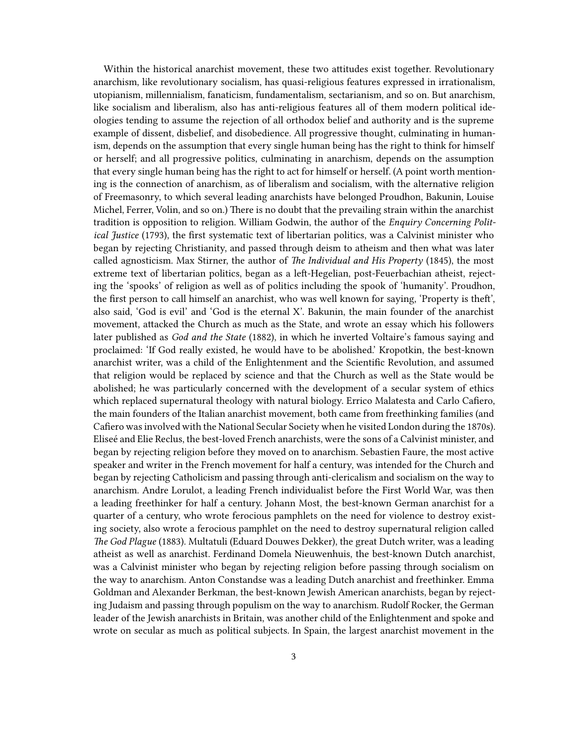Within the historical anarchist movement, these two attitudes exist together. Revolutionary anarchism, like revolutionary socialism, has quasi-religious features expressed in irrationalism, utopianism, millennialism, fanaticism, fundamentalism, sectarianism, and so on. But anarchism, like socialism and liberalism, also has anti-religious features all of them modern political ideologies tending to assume the rejection of all orthodox belief and authority and is the supreme example of dissent, disbelief, and disobedience. All progressive thought, culminating in humanism, depends on the assumption that every single human being has the right to think for himself or herself; and all progressive politics, culminating in anarchism, depends on the assumption that every single human being has the right to act for himself or herself. (A point worth mentioning is the connection of anarchism, as of liberalism and socialism, with the alternative religion of Freemasonry, to which several leading anarchists have belonged Proudhon, Bakunin, Louise Michel, Ferrer, Volin, and so on.) There is no doubt that the prevailing strain within the anarchist tradition is opposition to religion. William Godwin, the author of the *Enquiry Concerning Political Justice* (1793), the first systematic text of libertarian politics, was a Calvinist minister who began by rejecting Christianity, and passed through deism to atheism and then what was later called agnosticism. Max Stirner, the author of *The Individual and His Property* (1845), the most extreme text of libertarian politics, began as a left-Hegelian, post-Feuerbachian atheist, rejecting the 'spooks' of religion as well as of politics including the spook of 'humanity'. Proudhon, the first person to call himself an anarchist, who was well known for saying, 'Property is theft', also said, 'God is evil' and 'God is the eternal X'. Bakunin, the main founder of the anarchist movement, attacked the Church as much as the State, and wrote an essay which his followers later published as *God and the State* (1882), in which he inverted Voltaire's famous saying and proclaimed: 'If God really existed, he would have to be abolished.' Kropotkin, the best-known anarchist writer, was a child of the Enlightenment and the Scientific Revolution, and assumed that religion would be replaced by science and that the Church as well as the State would be abolished; he was particularly concerned with the development of a secular system of ethics which replaced supernatural theology with natural biology. Errico Malatesta and Carlo Cafiero, the main founders of the Italian anarchist movement, both came from freethinking families (and Cafiero was involved with the National Secular Society when he visited London during the 1870s). Eliseé and Elie Reclus, the best-loved French anarchists, were the sons of a Calvinist minister, and began by rejecting religion before they moved on to anarchism. Sebastien Faure, the most active speaker and writer in the French movement for half a century, was intended for the Church and began by rejecting Catholicism and passing through anti-clericalism and socialism on the way to anarchism. Andre Lorulot, a leading French individualist before the First World War, was then a leading freethinker for half a century. Johann Most, the best-known German anarchist for a quarter of a century, who wrote ferocious pamphlets on the need for violence to destroy existing society, also wrote a ferocious pamphlet on the need to destroy supernatural religion called *The God Plague* (1883). Multatuli (Eduard Douwes Dekker), the great Dutch writer, was a leading atheist as well as anarchist. Ferdinand Domela Nieuwenhuis, the best-known Dutch anarchist, was a Calvinist minister who began by rejecting religion before passing through socialism on the way to anarchism. Anton Constandse was a leading Dutch anarchist and freethinker. Emma Goldman and Alexander Berkman, the best-known Jewish American anarchists, began by rejecting Judaism and passing through populism on the way to anarchism. Rudolf Rocker, the German leader of the Jewish anarchists in Britain, was another child of the Enlightenment and spoke and wrote on secular as much as political subjects. In Spain, the largest anarchist movement in the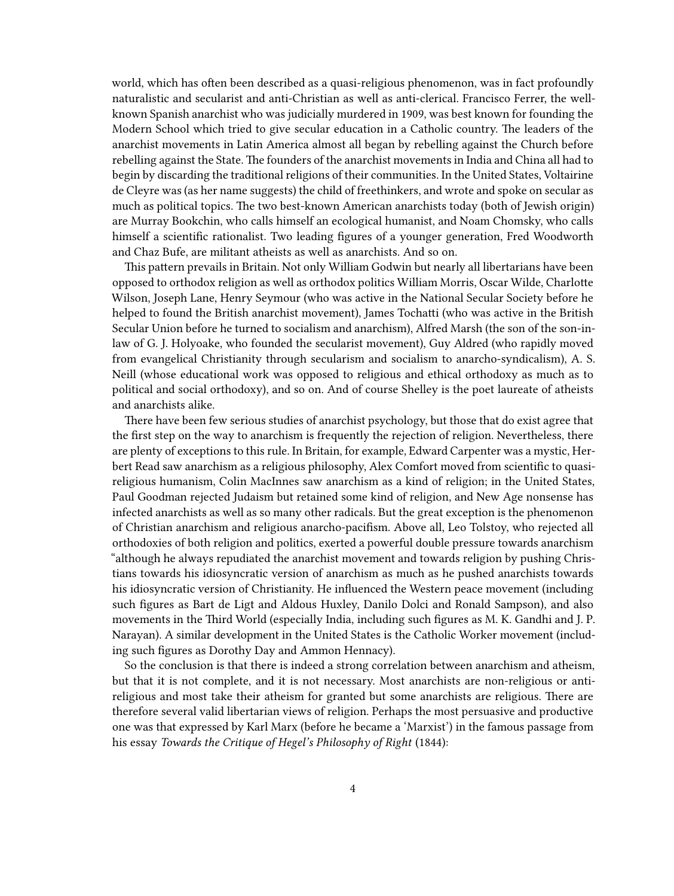world, which has often been described as a quasi-religious phenomenon, was in fact profoundly naturalistic and secularist and anti-Christian as well as anti-clerical. Francisco Ferrer, the well-known Spanish anarchist who was judicially murdered in 1909, was best known for founding the Modern School which tried to give secular education in a Catholic country. The leaders of the anarchist movements in Latin America almost all began by rebelling against the Church before rebelling against the State. The founders of the anarchist movements in India and China all had to begin by discarding the traditional religions of their communities. In the United States, Voltairine de Cleyre was (as her name suggests) the child of freethinkers, and wrote and spoke on secular as much as political topics. The two best-known American anarchists today (both of Jewish origin) are Murray Bookchin, who calls himself an ecological humanist, and Noam Chomsky, who calls himself a scientific rationalist. Two leading figures of a younger generation, Fred Woodworth and Chaz Bufe, are militant atheists as well as anarchists. And so on.

This pattern prevails in Britain. Not only William Godwin but nearly all libertarians have been opposed to orthodox religion as well as orthodox politics William Morris, Oscar Wilde, Charlotte Wilson, Joseph Lane, Henry Seymour (who was active in the National Secular Society before he helped to found the British anarchist movement), James Tochatti (who was active in the British Secular Union before he turned to socialism and anarchism), Alfred Marsh (the son of the son-in-law of G. J. Holyoake, who founded the secularist movement), Guy Aldred (who rapidly moved from evangelical Christianity through secularism and socialism to anarcho-syndicalism), A. S. Neill (whose educational work was opposed to religious and ethical orthodoxy as much as to political and social orthodoxy), and so on. And of course Shelley is the poet laureate of atheists and anarchists alike.

There have been few serious studies of anarchist psychology, but those that do exist agree that the first step on the way to anarchism is frequently the rejection of religion. Nevertheless, there are plenty of exceptions to this rule. In Britain, for example, Edward Carpenter was a mystic, Herbert Read saw anarchism as a religious philosophy, Alex Comfort moved from scientific to quasi-religious humanism, Colin MacInnes saw anarchism as a kind of religion; in the United States, Paul Goodman rejected Judaism but retained some kind of religion, and New Age nonsense has infected anarchists as well as so many other radicals. But the great exception is the phenomenon of Christian anarchism and religious anarcho-pacifism. Above all, Leo Tolstoy, who rejected all orthodoxies of both religion and politics, exerted a powerful double pressure towards anarchism "although he always repudiated the anarchist movement and towards religion by pushing Christians towards his idiosyncratic version of anarchism as much as he pushed anarchists towards his idiosyncratic version of Christianity. He influenced the Western peace movement (including such figures as Bart de Ligt and Aldous Huxley, Danilo Dolci and Ronald Sampson), and also movements in the Third World (especially India, including such figures as M. K. Gandhi and J. P. Narayan). A similar development in the United States is the Catholic Worker movement (including such figures as Dorothy Day and Ammon Hennacy).

So the conclusion is that there is indeed a strong correlation between anarchism and atheism, but that it is not complete, and it is not necessary. Most anarchists are non-religious or anti-religious and most take their atheism for granted but some anarchists are religious. There are therefore several valid libertarian views of religion. Perhaps the most persuasive and productive one was that expressed by Karl Marx (before he became a 'Marxist') in the famous passage from his essay *Towards the Critique of Hegel's Philosophy of Right* (1844):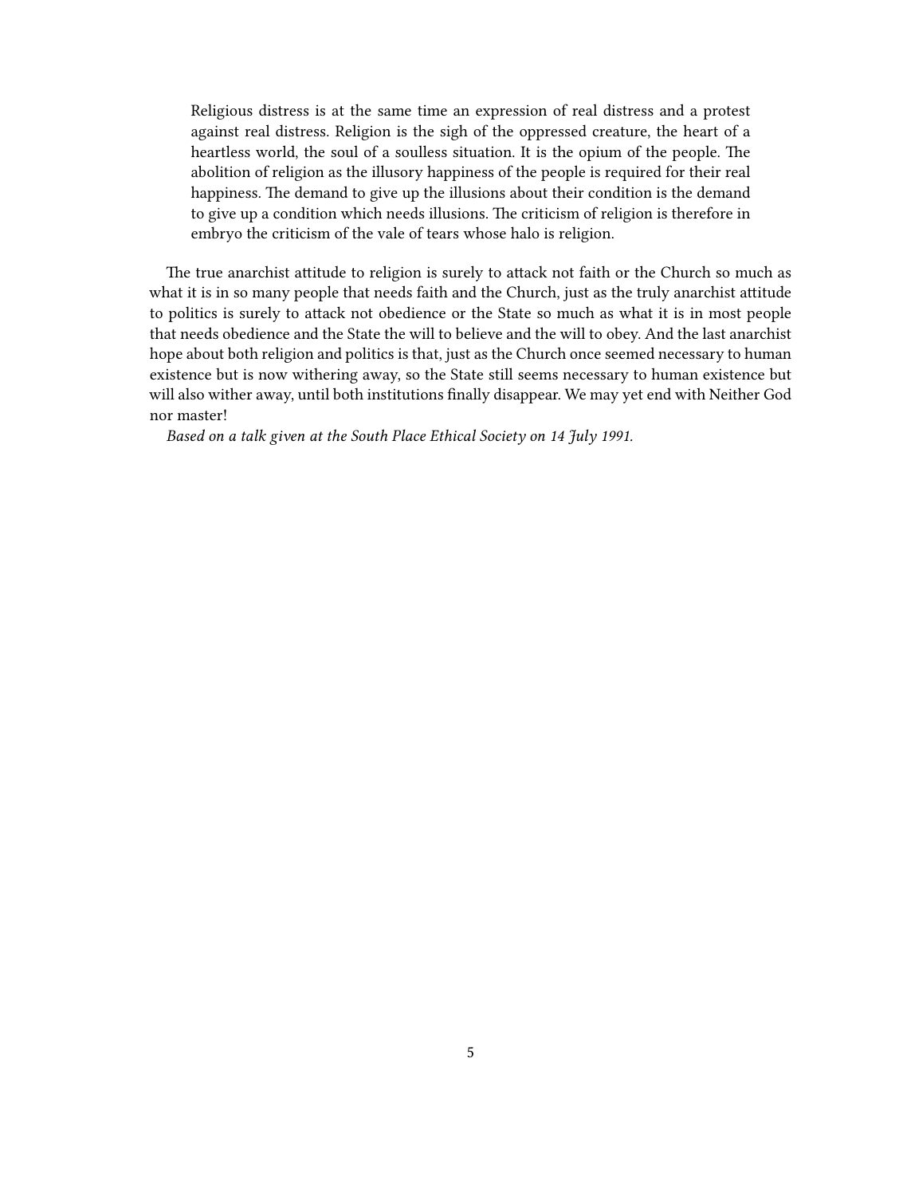> Religious distress is at the same time an expression of real distress and a protest against real distress. Religion is the sigh of the oppressed creature, the heart of a heartless world, the soul of a soulless situation. It is the opium of the people. The abolition of religion as the illusory happiness of the people is required for their real happiness. The demand to give up the illusions about their condition is the demand to give up a condition which needs illusions. The criticism of religion is therefore in embryo the criticism of the vale of tears whose halo is religion.

The true anarchist attitude to religion is surely to attack not faith or the Church so much as what it is in so many people that needs faith and the Church, just as the truly anarchist attitude to politics is surely to attack not obedience or the State so much as what it is in most people that needs obedience and the State the will to believe and the will to obey. And the last anarchist hope about both religion and politics is that, just as the Church once seemed necessary to human existence but is now withering away, so the State still seems necessary to human existence but will also wither away, until both institutions finally disappear. We may yet end with Neither God nor master!

*Based on a talk given at the South Place Ethical Society on 14 July 1991.*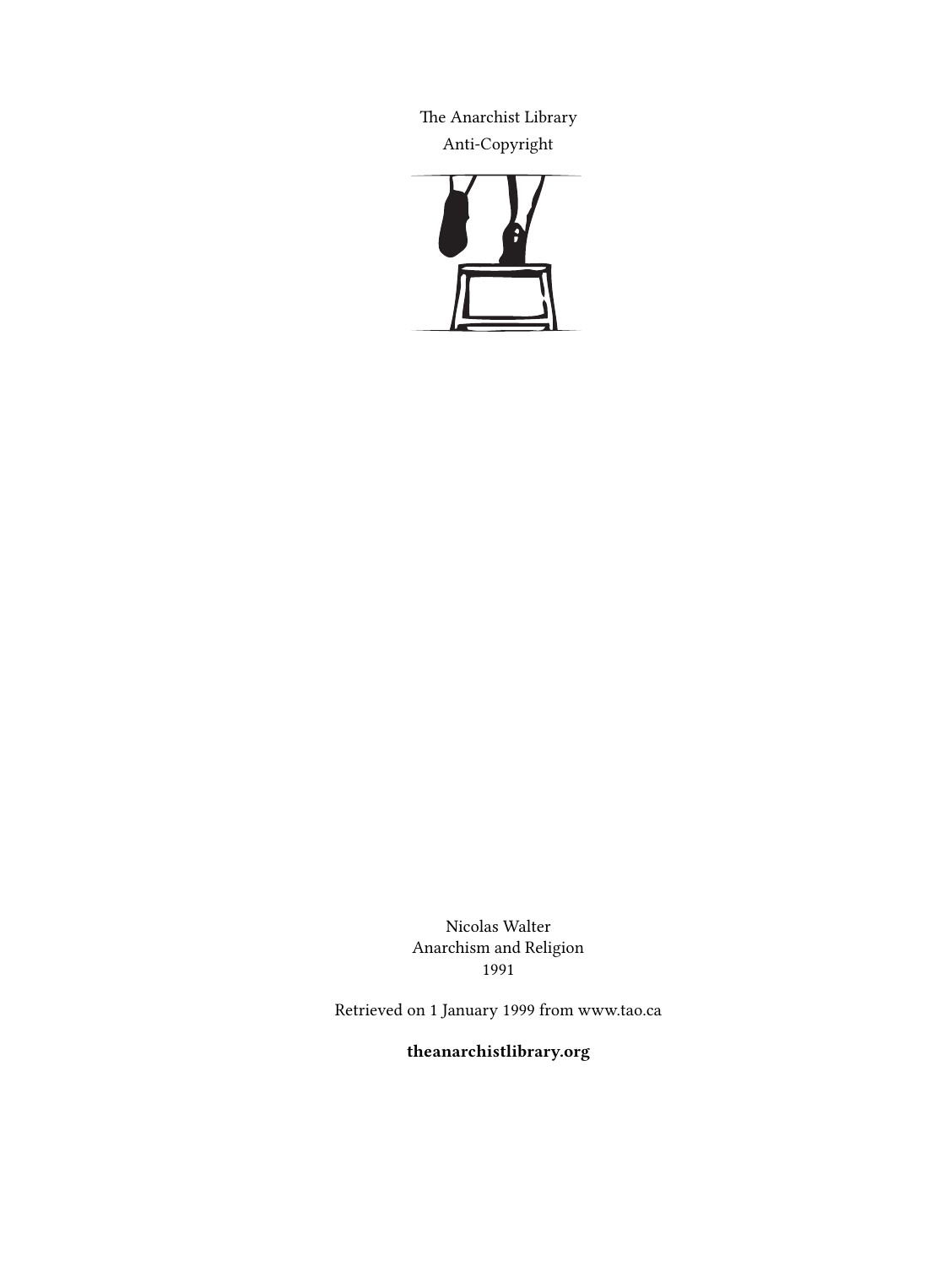The Anarchist Library
Anti-Copyright

Nicolas Walter
Anarchism and Religion
1991

Retrieved on 1 January 1999 from www.tao.ca

**theanarchistlibrary.org**